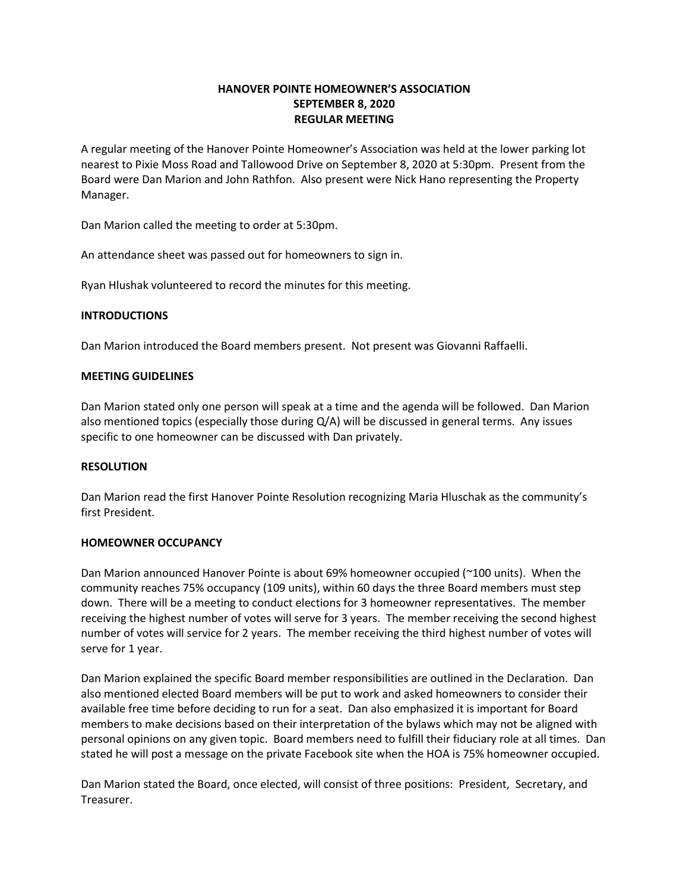# HANOVER POINTE HOMEOWNER'S ASSOCIATION
## SEPTEMBER 8, 2020
## REGULAR MEETING

A regular meeting of the Hanover Pointe Homeowner's Association was held at the lower parking lot nearest to Pixie Moss Road and Tallowood Drive on September 8, 2020 at 5:30pm. Present from the Board were Dan Marion and John Rathfon. Also present were Nick Hano representing the Property Manager.

Dan Marion called the meeting to order at 5:30pm.

An attendance sheet was passed out for homeowners to sign in.

Ryan Hlushak volunteered to record the minutes for this meeting.

**INTRODUCTIONS**

Dan Marion introduced the Board members present. Not present was Giovanni Raffaelli.

**MEETING GUIDELINES**

Dan Marion stated only one person will speak at a time and the agenda will be followed. Dan Marion also mentioned topics (especially those during Q/A) will be discussed in general terms. Any issues specific to one homeowner can be discussed with Dan privately.

**RESOLUTION**

Dan Marion read the first Hanover Pointe Resolution recognizing Maria Hluschak as the community's first President.

**HOMEOWNER OCCUPANCY**

Dan Marion announced Hanover Pointe is about 69% homeowner occupied (~100 units). When the community reaches 75% occupancy (109 units), within 60 days the three Board members must step down. There will be a meeting to conduct elections for 3 homeowner representatives. The member receiving the highest number of votes will serve for 3 years. The member receiving the second highest number of votes will service for 2 years. The member receiving the third highest number of votes will serve for 1 year.

Dan Marion explained the specific Board member responsibilities are outlined in the Declaration. Dan also mentioned elected Board members will be put to work and asked homeowners to consider their available free time before deciding to run for a seat. Dan also emphasized it is important for Board members to make decisions based on their interpretation of the bylaws which may not be aligned with personal opinions on any given topic. Board members need to fulfill their fiduciary role at all times. Dan stated he will post a message on the private Facebook site when the HOA is 75% homeowner occupied.

Dan Marion stated the Board, once elected, will consist of three positions: President, Secretary, and Treasurer.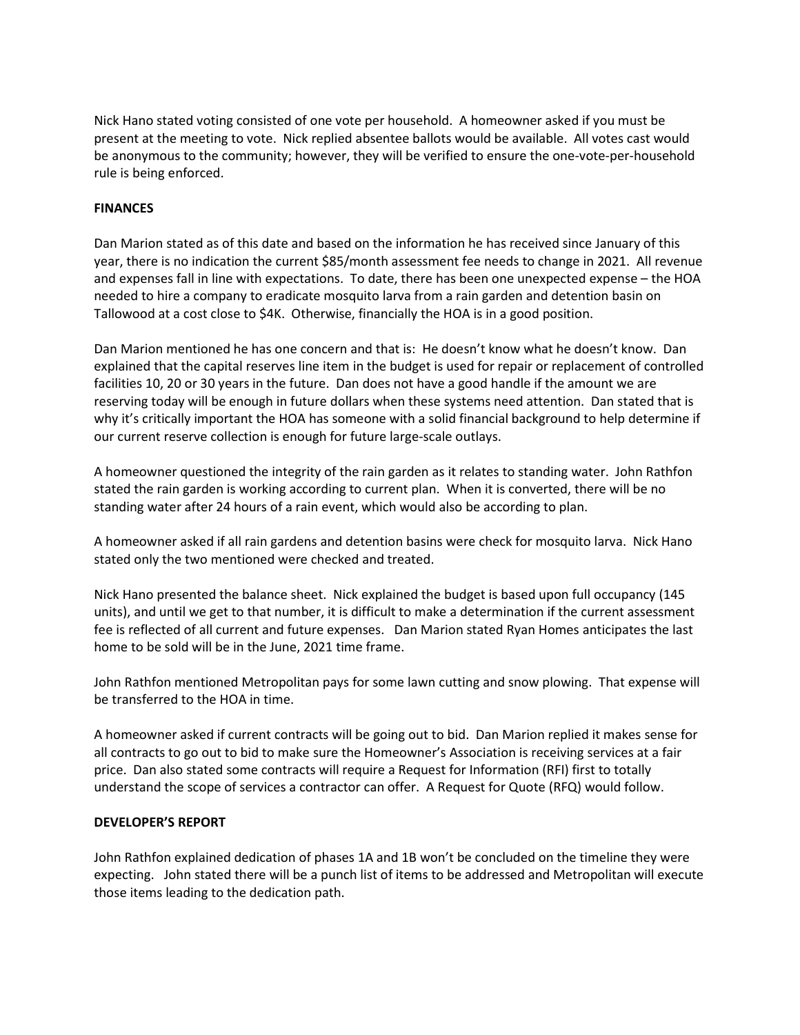Nick Hano stated voting consisted of one vote per household. A homeowner asked if you must be present at the meeting to vote. Nick replied absentee ballots would be available. All votes cast would be anonymous to the community; however, they will be verified to ensure the one-vote-per-household rule is being enforced.

**FINANCES**

Dan Marion stated as of this date and based on the information he has received since January of this year, there is no indication the current $85/month assessment fee needs to change in 2021. All revenue and expenses fall in line with expectations. To date, there has been one unexpected expense – the HOA needed to hire a company to eradicate mosquito larva from a rain garden and detention basin on Tallowood at a cost close to $4K. Otherwise, financially the HOA is in a good position.

Dan Marion mentioned he has one concern and that is: He doesn't know what he doesn't know. Dan explained that the capital reserves line item in the budget is used for repair or replacement of controlled facilities 10, 20 or 30 years in the future. Dan does not have a good handle if the amount we are reserving today will be enough in future dollars when these systems need attention. Dan stated that is why it's critically important the HOA has someone with a solid financial background to help determine if our current reserve collection is enough for future large-scale outlays.

A homeowner questioned the integrity of the rain garden as it relates to standing water. John Rathfon stated the rain garden is working according to current plan. When it is converted, there will be no standing water after 24 hours of a rain event, which would also be according to plan.

A homeowner asked if all rain gardens and detention basins were check for mosquito larva. Nick Hano stated only the two mentioned were checked and treated.

Nick Hano presented the balance sheet. Nick explained the budget is based upon full occupancy (145 units), and until we get to that number, it is difficult to make a determination if the current assessment fee is reflected of all current and future expenses. Dan Marion stated Ryan Homes anticipates the last home to be sold will be in the June, 2021 time frame.

John Rathfon mentioned Metropolitan pays for some lawn cutting and snow plowing. That expense will be transferred to the HOA in time.

A homeowner asked if current contracts will be going out to bid. Dan Marion replied it makes sense for all contracts to go out to bid to make sure the Homeowner's Association is receiving services at a fair price. Dan also stated some contracts will require a Request for Information (RFI) first to totally understand the scope of services a contractor can offer. A Request for Quote (RFQ) would follow.

**DEVELOPER'S REPORT**

John Rathfon explained dedication of phases 1A and 1B won't be concluded on the timeline they were expecting. John stated there will be a punch list of items to be addressed and Metropolitan will execute those items leading to the dedication path.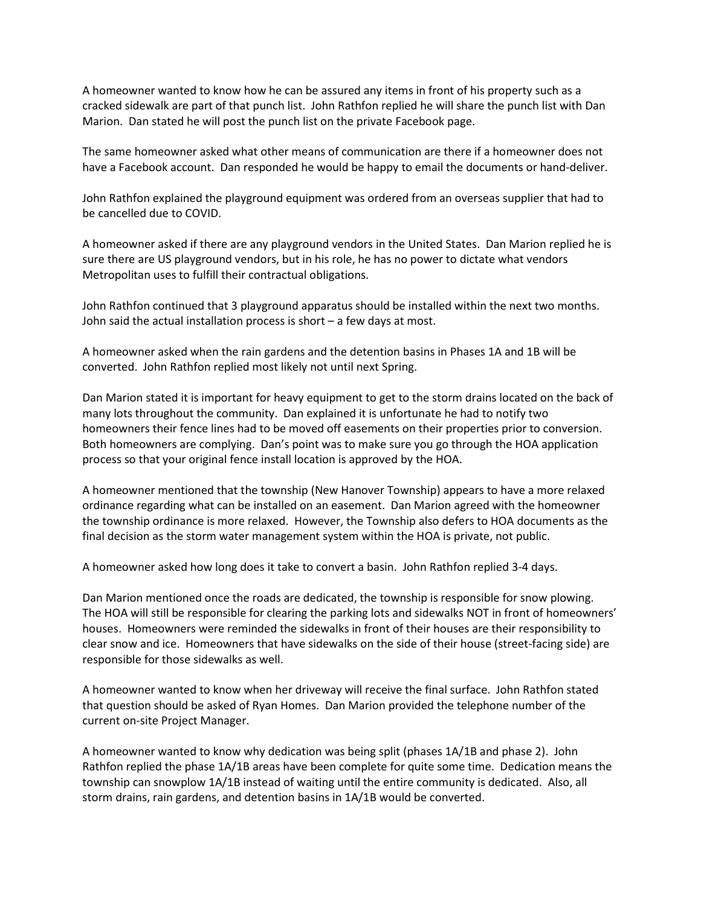A homeowner wanted to know how he can be assured any items in front of his property such as a cracked sidewalk are part of that punch list. John Rathfon replied he will share the punch list with Dan Marion. Dan stated he will post the punch list on the private Facebook page.

The same homeowner asked what other means of communication are there if a homeowner does not have a Facebook account. Dan responded he would be happy to email the documents or hand-deliver.

John Rathfon explained the playground equipment was ordered from an overseas supplier that had to be cancelled due to COVID.

A homeowner asked if there are any playground vendors in the United States. Dan Marion replied he is sure there are US playground vendors, but in his role, he has no power to dictate what vendors Metropolitan uses to fulfill their contractual obligations.

John Rathfon continued that 3 playground apparatus should be installed within the next two months. John said the actual installation process is short – a few days at most.

A homeowner asked when the rain gardens and the detention basins in Phases 1A and 1B will be converted. John Rathfon replied most likely not until next Spring.

Dan Marion stated it is important for heavy equipment to get to the storm drains located on the back of many lots throughout the community. Dan explained it is unfortunate he had to notify two homeowners their fence lines had to be moved off easements on their properties prior to conversion. Both homeowners are complying. Dan's point was to make sure you go through the HOA application process so that your original fence install location is approved by the HOA.

A homeowner mentioned that the township (New Hanover Township) appears to have a more relaxed ordinance regarding what can be installed on an easement. Dan Marion agreed with the homeowner the township ordinance is more relaxed. However, the Township also defers to HOA documents as the final decision as the storm water management system within the HOA is private, not public.

A homeowner asked how long does it take to convert a basin. John Rathfon replied 3-4 days.

Dan Marion mentioned once the roads are dedicated, the township is responsible for snow plowing. The HOA will still be responsible for clearing the parking lots and sidewalks NOT in front of homeowners' houses. Homeowners were reminded the sidewalks in front of their houses are their responsibility to clear snow and ice. Homeowners that have sidewalks on the side of their house (street-facing side) are responsible for those sidewalks as well.

A homeowner wanted to know when her driveway will receive the final surface. John Rathfon stated that question should be asked of Ryan Homes. Dan Marion provided the telephone number of the current on-site Project Manager.

A homeowner wanted to know why dedication was being split (phases 1A/1B and phase 2). John Rathfon replied the phase 1A/1B areas have been complete for quite some time. Dedication means the township can snowplow 1A/1B instead of waiting until the entire community is dedicated. Also, all storm drains, rain gardens, and detention basins in 1A/1B would be converted.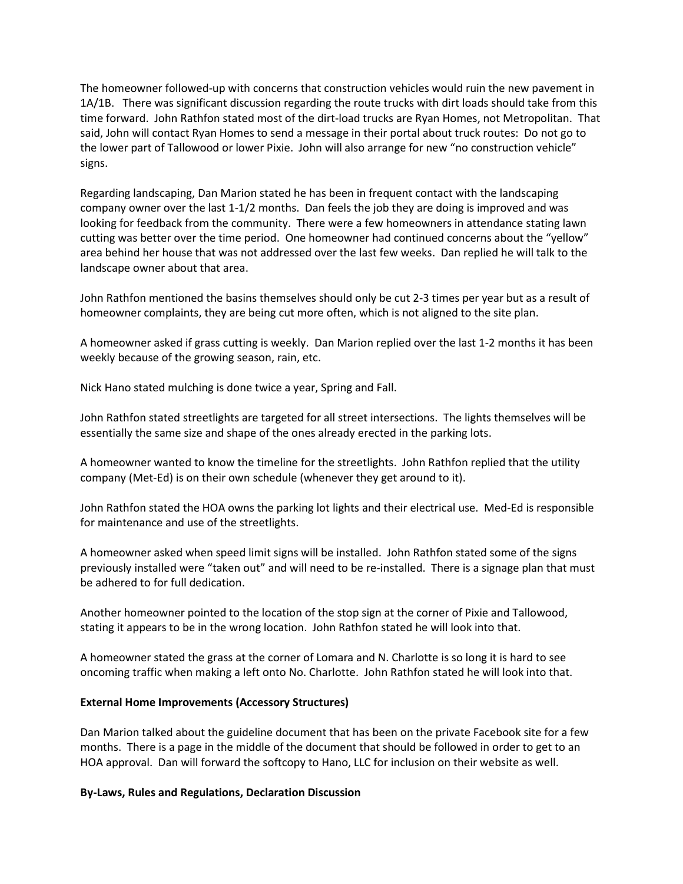The homeowner followed-up with concerns that construction vehicles would ruin the new pavement in 1A/1B. There was significant discussion regarding the route trucks with dirt loads should take from this time forward. John Rathfon stated most of the dirt-load trucks are Ryan Homes, not Metropolitan. That said, John will contact Ryan Homes to send a message in their portal about truck routes: Do not go to the lower part of Tallowood or lower Pixie. John will also arrange for new "no construction vehicle" signs.

Regarding landscaping, Dan Marion stated he has been in frequent contact with the landscaping company owner over the last 1-1/2 months. Dan feels the job they are doing is improved and was looking for feedback from the community. There were a few homeowners in attendance stating lawn cutting was better over the time period. One homeowner had continued concerns about the "yellow" area behind her house that was not addressed over the last few weeks. Dan replied he will talk to the landscape owner about that area.

John Rathfon mentioned the basins themselves should only be cut 2-3 times per year but as a result of homeowner complaints, they are being cut more often, which is not aligned to the site plan.

A homeowner asked if grass cutting is weekly. Dan Marion replied over the last 1-2 months it has been weekly because of the growing season, rain, etc.

Nick Hano stated mulching is done twice a year, Spring and Fall.

John Rathfon stated streetlights are targeted for all street intersections. The lights themselves will be essentially the same size and shape of the ones already erected in the parking lots.

A homeowner wanted to know the timeline for the streetlights. John Rathfon replied that the utility company (Met-Ed) is on their own schedule (whenever they get around to it).

John Rathfon stated the HOA owns the parking lot lights and their electrical use. Med-Ed is responsible for maintenance and use of the streetlights.

A homeowner asked when speed limit signs will be installed. John Rathfon stated some of the signs previously installed were "taken out" and will need to be re-installed. There is a signage plan that must be adhered to for full dedication.

Another homeowner pointed to the location of the stop sign at the corner of Pixie and Tallowood, stating it appears to be in the wrong location. John Rathfon stated he will look into that.

A homeowner stated the grass at the corner of Lomara and N. Charlotte is so long it is hard to see oncoming traffic when making a left onto No. Charlotte. John Rathfon stated he will look into that.

**External Home Improvements (Accessory Structures)**

Dan Marion talked about the guideline document that has been on the private Facebook site for a few months. There is a page in the middle of the document that should be followed in order to get to an HOA approval. Dan will forward the softcopy to Hano, LLC for inclusion on their website as well.

**By-Laws, Rules and Regulations, Declaration Discussion**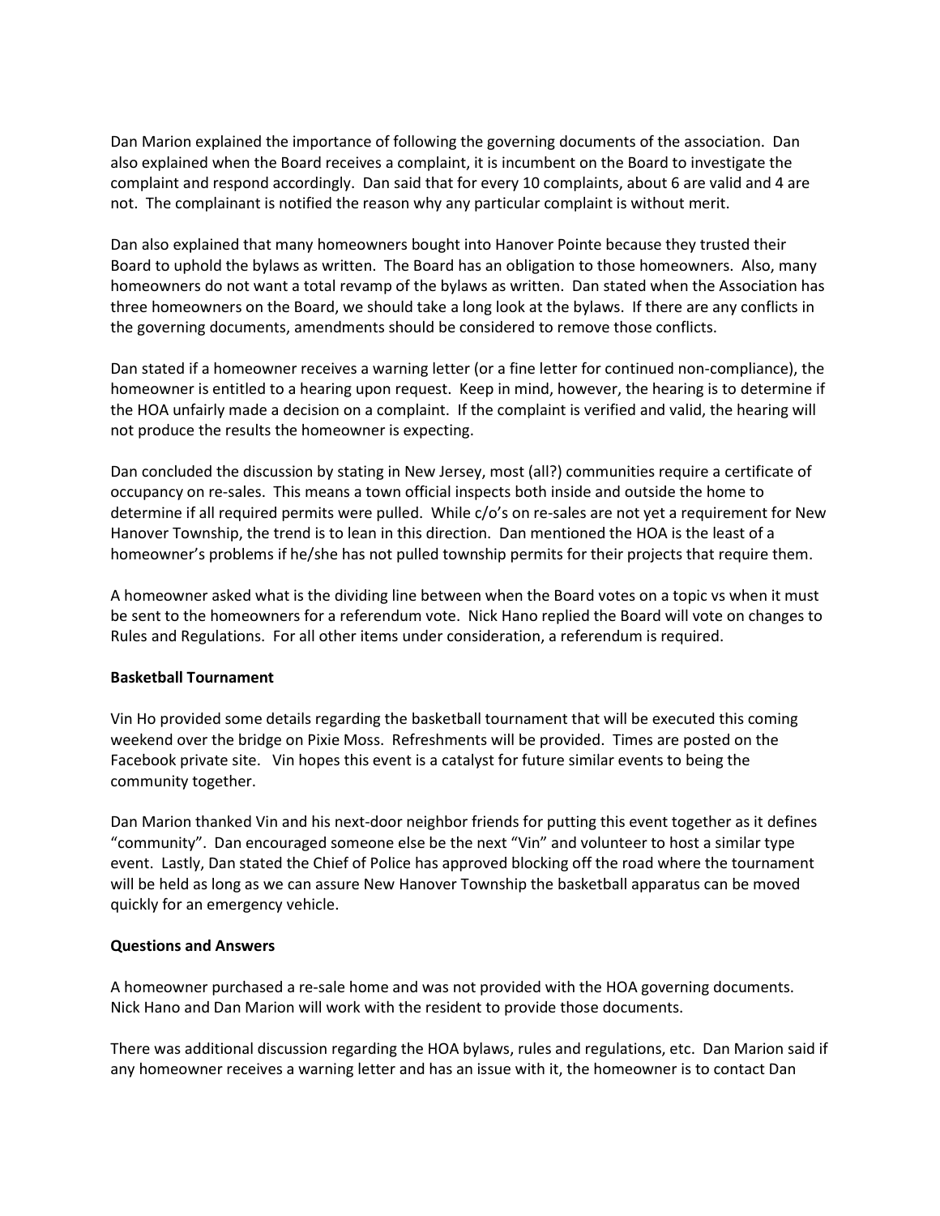Dan Marion explained the importance of following the governing documents of the association. Dan also explained when the Board receives a complaint, it is incumbent on the Board to investigate the complaint and respond accordingly. Dan said that for every 10 complaints, about 6 are valid and 4 are not. The complainant is notified the reason why any particular complaint is without merit.

Dan also explained that many homeowners bought into Hanover Pointe because they trusted their Board to uphold the bylaws as written. The Board has an obligation to those homeowners. Also, many homeowners do not want a total revamp of the bylaws as written. Dan stated when the Association has three homeowners on the Board, we should take a long look at the bylaws. If there are any conflicts in the governing documents, amendments should be considered to remove those conflicts.

Dan stated if a homeowner receives a warning letter (or a fine letter for continued non-compliance), the homeowner is entitled to a hearing upon request. Keep in mind, however, the hearing is to determine if the HOA unfairly made a decision on a complaint. If the complaint is verified and valid, the hearing will not produce the results the homeowner is expecting.

Dan concluded the discussion by stating in New Jersey, most (all?) communities require a certificate of occupancy on re-sales. This means a town official inspects both inside and outside the home to determine if all required permits were pulled. While c/o's on re-sales are not yet a requirement for New Hanover Township, the trend is to lean in this direction. Dan mentioned the HOA is the least of a homeowner's problems if he/she has not pulled township permits for their projects that require them.

A homeowner asked what is the dividing line between when the Board votes on a topic vs when it must be sent to the homeowners for a referendum vote. Nick Hano replied the Board will vote on changes to Rules and Regulations. For all other items under consideration, a referendum is required.

**Basketball Tournament**

Vin Ho provided some details regarding the basketball tournament that will be executed this coming weekend over the bridge on Pixie Moss. Refreshments will be provided. Times are posted on the Facebook private site. Vin hopes this event is a catalyst for future similar events to being the community together.

Dan Marion thanked Vin and his next-door neighbor friends for putting this event together as it defines "community". Dan encouraged someone else be the next "Vin" and volunteer to host a similar type event. Lastly, Dan stated the Chief of Police has approved blocking off the road where the tournament will be held as long as we can assure New Hanover Township the basketball apparatus can be moved quickly for an emergency vehicle.

**Questions and Answers**

A homeowner purchased a re-sale home and was not provided with the HOA governing documents. Nick Hano and Dan Marion will work with the resident to provide those documents.

There was additional discussion regarding the HOA bylaws, rules and regulations, etc. Dan Marion said if any homeowner receives a warning letter and has an issue with it, the homeowner is to contact Dan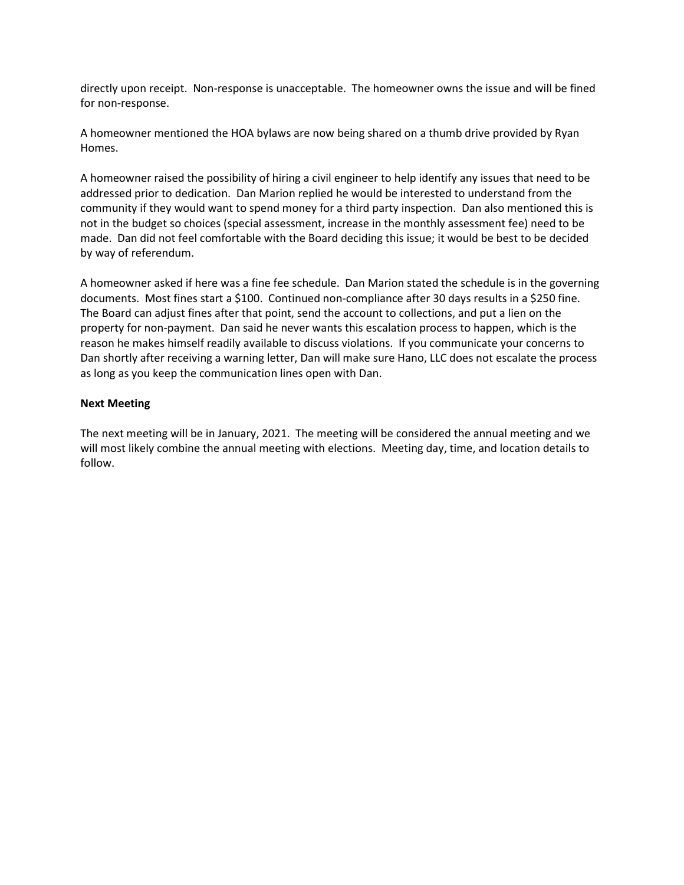directly upon receipt. Non-response is unacceptable. The homeowner owns the issue and will be fined for non-response.

A homeowner mentioned the HOA bylaws are now being shared on a thumb drive provided by Ryan Homes.

A homeowner raised the possibility of hiring a civil engineer to help identify any issues that need to be addressed prior to dedication. Dan Marion replied he would be interested to understand from the community if they would want to spend money for a third party inspection. Dan also mentioned this is not in the budget so choices (special assessment, increase in the monthly assessment fee) need to be made. Dan did not feel comfortable with the Board deciding this issue; it would be best to be decided by way of referendum.

A homeowner asked if here was a fine fee schedule. Dan Marion stated the schedule is in the governing documents. Most fines start a $100. Continued non-compliance after 30 days results in a $250 fine. The Board can adjust fines after that point, send the account to collections, and put a lien on the property for non-payment. Dan said he never wants this escalation process to happen, which is the reason he makes himself readily available to discuss violations. If you communicate your concerns to Dan shortly after receiving a warning letter, Dan will make sure Hano, LLC does not escalate the process as long as you keep the communication lines open with Dan.

**Next Meeting**

The next meeting will be in January, 2021. The meeting will be considered the annual meeting and we will most likely combine the annual meeting with elections. Meeting day, time, and location details to follow.